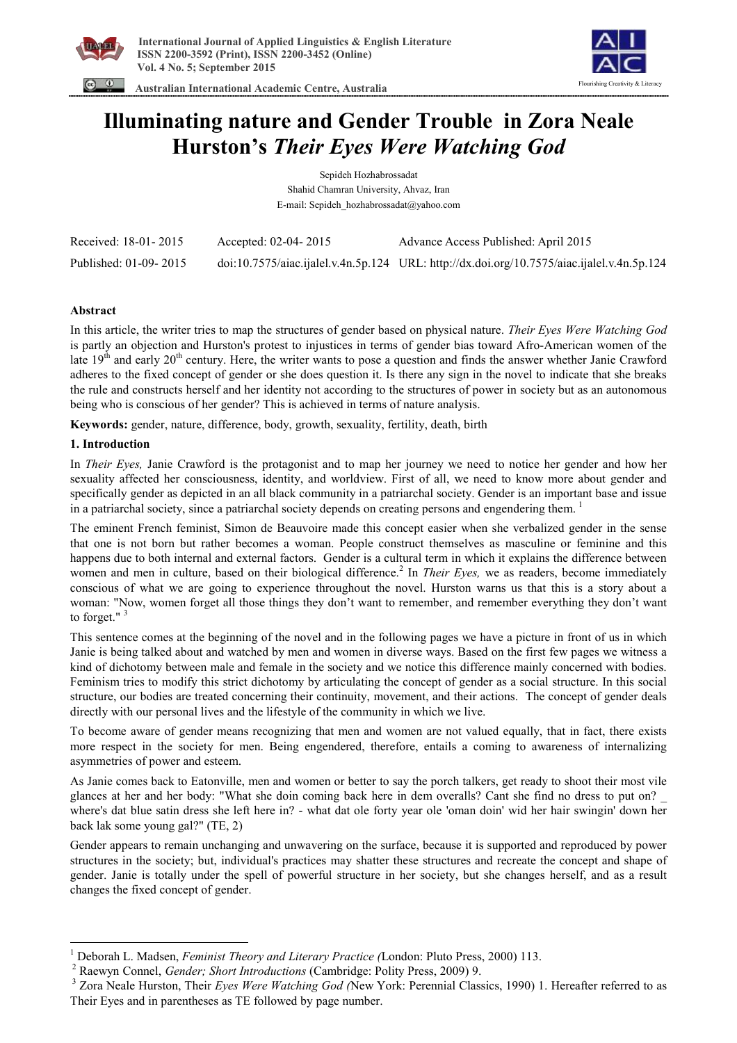International Journal of Applied Linguistics & English Literature
ISSN 2200-3592 (Print), ISSN 2200-3452 (Online)
Vol. 4 No. 5; September 2015

Australian International Academic Centre, Australia

# Illuminating nature and Gender Trouble in Zora Neale Hurston's *Their Eyes Were Watching God*

Sepideh Hozhabrossadat
Shahid Chamran University, Ahvaz, Iran
E-mail: Sepideh_hozhabrossadat@yahoo.com

| Received: 18-01- 2015 | Accepted: 02-04- 2015 | Advance Access Published: April 2015 |
|---|---|---|
| Published: 01-09- 2015 | doi:10.7575/aiac.ijalel.v.4n.5p.124 | URL: http://dx.doi.org/10.7575/aiac.ijalel.v.4n.5p.124 |

## Abstract

In this article, the writer tries to map the structures of gender based on physical nature. *Their Eyes Were Watching God* is partly an objection and Hurston's protest to injustices in terms of gender bias toward Afro-American women of the late 19th and early 20th century. Here, the writer wants to pose a question and finds the answer whether Janie Crawford adheres to the fixed concept of gender or she does question it. Is there any sign in the novel to indicate that she breaks the rule and constructs herself and her identity not according to the structures of power in society but as an autonomous being who is conscious of her gender? This is achieved in terms of nature analysis.

**Keywords:** gender, nature, difference, body, growth, sexuality, fertility, death, birth

## 1. Introduction

In *Their Eyes,* Janie Crawford is the protagonist and to map her journey we need to notice her gender and how her sexuality affected her consciousness, identity, and worldview. First of all, we need to know more about gender and specifically gender as depicted in an all black community in a patriarchal society. Gender is an important base and issue in a patriarchal society, since a patriarchal society depends on creating persons and engendering them. [1]

The eminent French feminist, Simon de Beauvoire made this concept easier when she verbalized gender in the sense that one is not born but rather becomes a woman. People construct themselves as masculine or feminine and this happens due to both internal and external factors. Gender is a cultural term in which it explains the difference between women and men in culture, based on their biological difference.[2] In *Their Eyes,* we as readers, become immediately conscious of what we are going to experience throughout the novel. Hurston warns us that this is a story about a woman: "Now, women forget all those things they don't want to remember, and remember everything they don't want to forget." [3]

This sentence comes at the beginning of the novel and in the following pages we have a picture in front of us in which Janie is being talked about and watched by men and women in diverse ways. Based on the first few pages we witness a kind of dichotomy between male and female in the society and we notice this difference mainly concerned with bodies. Feminism tries to modify this strict dichotomy by articulating the concept of gender as a social structure. In this social structure, our bodies are treated concerning their continuity, movement, and their actions. The concept of gender deals directly with our personal lives and the lifestyle of the community in which we live.

To become aware of gender means recognizing that men and women are not valued equally, that in fact, there exists more respect in the society for men. Being engendered, therefore, entails a coming to awareness of internalizing asymmetries of power and esteem.

As Janie comes back to Eatonville, men and women or better to say the porch talkers, get ready to shoot their most vile glances at her and her body: "What she doin coming back here in dem overalls? Cant she find no dress to put on? _ where's dat blue satin dress she left here in? - what dat ole forty year ole 'oman doin' wid her hair swingin' down her back lak some young gal?" (TE, 2)

Gender appears to remain unchanging and unwavering on the surface, because it is supported and reproduced by power structures in the society; but, individual's practices may shatter these structures and recreate the concept and shape of gender. Janie is totally under the spell of powerful structure in her society, but she changes herself, and as a result changes the fixed concept of gender.

---

[1] Deborah L. Madsen, *Feminist Theory and Literary Practice (*London: Pluto Press, 2000) 113.

[2] Raewyn Connel, *Gender; Short Introductions* (Cambridge: Polity Press, 2009) 9.

[3] Zora Neale Hurston, Their *Eyes Were Watching God (*New York: Perennial Classics, 1990) 1. Hereafter referred to as Their Eyes and in parentheses as TE followed by page number.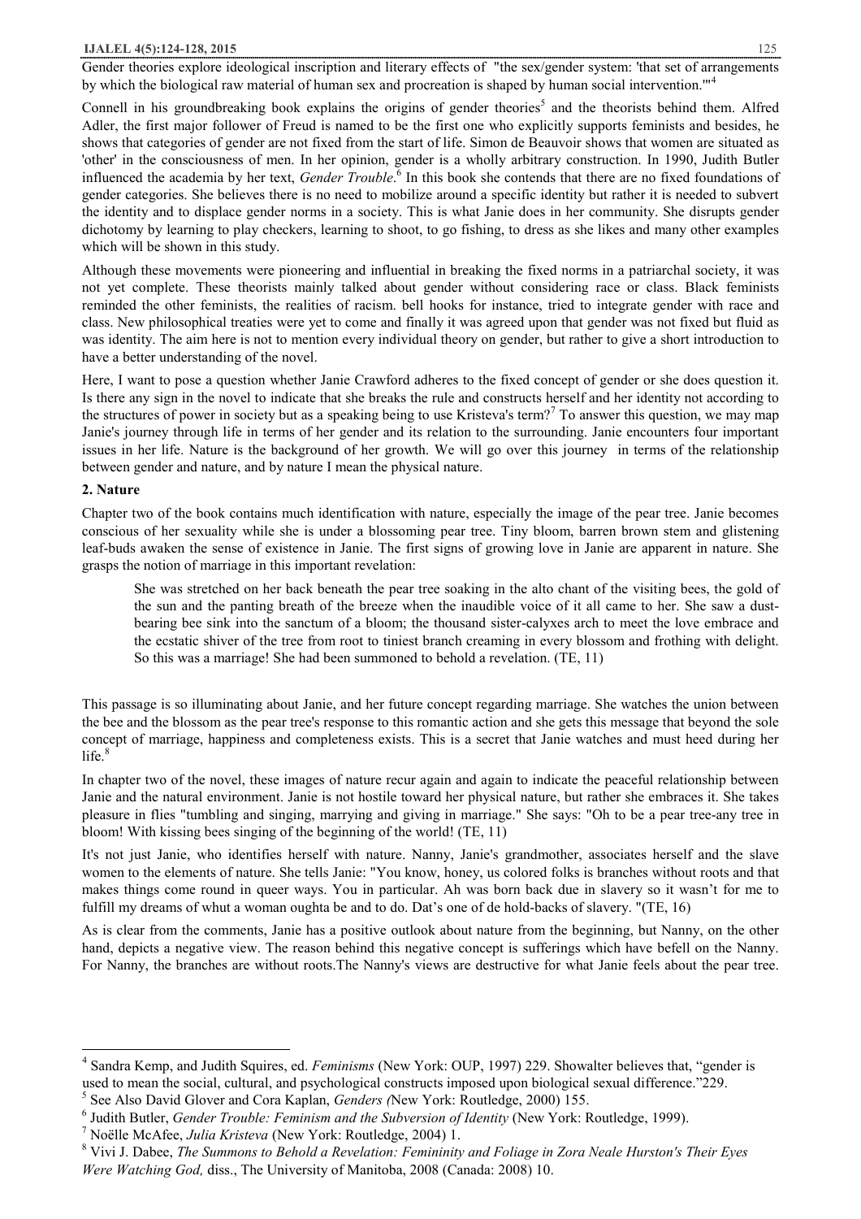Gender theories explore ideological inscription and literary effects of "the sex/gender system: 'that set of arrangements by which the biological raw material of human sex and procreation is shaped by human social intervention.'"[4]

Connell in his groundbreaking book explains the origins of gender theories[5] and the theorists behind them. Alfred Adler, the first major follower of Freud is named to be the first one who explicitly supports feminists and besides, he shows that categories of gender are not fixed from the start of life. Simon de Beauvoir shows that women are situated as 'other' in the consciousness of men. In her opinion, gender is a wholly arbitrary construction. In 1990, Judith Butler influenced the academia by her text, *Gender Trouble*.[6] In this book she contends that there are no fixed foundations of gender categories. She believes there is no need to mobilize around a specific identity but rather it is needed to subvert the identity and to displace gender norms in a society. This is what Janie does in her community. She disrupts gender dichotomy by learning to play checkers, learning to shoot, to go fishing, to dress as she likes and many other examples which will be shown in this study.

Although these movements were pioneering and influential in breaking the fixed norms in a patriarchal society, it was not yet complete. These theorists mainly talked about gender without considering race or class. Black feminists reminded the other feminists, the realities of racism. bell hooks for instance, tried to integrate gender with race and class. New philosophical treaties were yet to come and finally it was agreed upon that gender was not fixed but fluid as was identity. The aim here is not to mention every individual theory on gender, but rather to give a short introduction to have a better understanding of the novel.

Here, I want to pose a question whether Janie Crawford adheres to the fixed concept of gender or she does question it. Is there any sign in the novel to indicate that she breaks the rule and constructs herself and her identity not according to the structures of power in society but as a speaking being to use Kristeva's term?[7] To answer this question, we may map Janie's journey through life in terms of her gender and its relation to the surrounding. Janie encounters four important issues in her life. Nature is the background of her growth. We will go over this journey in terms of the relationship between gender and nature, and by nature I mean the physical nature.

## 2. Nature

Chapter two of the book contains much identification with nature, especially the image of the pear tree. Janie becomes conscious of her sexuality while she is under a blossoming pear tree. Tiny bloom, barren brown stem and glistening leaf-buds awaken the sense of existence in Janie. The first signs of growing love in Janie are apparent in nature. She grasps the notion of marriage in this important revelation:

> She was stretched on her back beneath the pear tree soaking in the alto chant of the visiting bees, the gold of the sun and the panting breath of the breeze when the inaudible voice of it all came to her. She saw a dust-bearing bee sink into the sanctum of a bloom; the thousand sister-calyxes arch to meet the love embrace and the ecstatic shiver of the tree from root to tiniest branch creaming in every blossom and frothing with delight. So this was a marriage! She had been summoned to behold a revelation. (TE, 11)

This passage is so illuminating about Janie, and her future concept regarding marriage. She watches the union between the bee and the blossom as the pear tree's response to this romantic action and she gets this message that beyond the sole concept of marriage, happiness and completeness exists. This is a secret that Janie watches and must heed during her life.[8]

In chapter two of the novel, these images of nature recur again and again to indicate the peaceful relationship between Janie and the natural environment. Janie is not hostile toward her physical nature, but rather she embraces it. She takes pleasure in flies "tumbling and singing, marrying and giving in marriage." She says: "Oh to be a pear tree-any tree in bloom! With kissing bees singing of the beginning of the world! (TE, 11)

It's not just Janie, who identifies herself with nature. Nanny, Janie's grandmother, associates herself and the slave women to the elements of nature. She tells Janie: "You know, honey, us colored folks is branches without roots and that makes things come round in queer ways. You in particular. Ah was born back due in slavery so it wasn't for me to fulfill my dreams of whut a woman oughta be and to do. Dat's one of de hold-backs of slavery. "(TE, 16)

As is clear from the comments, Janie has a positive outlook about nature from the beginning, but Nanny, on the other hand, depicts a negative view. The reason behind this negative concept is sufferings which have befell on the Nanny. For Nanny, the branches are without roots.The Nanny's views are destructive for what Janie feels about the pear tree.

---

[4] Sandra Kemp, and Judith Squires, ed. *Feminisms* (New York: OUP, 1997) 229. Showalter believes that, "gender is used to mean the social, cultural, and psychological constructs imposed upon biological sexual difference."229.

[5] See Also David Glover and Cora Kaplan, *Genders (*New York: Routledge, 2000) 155.

[6] Judith Butler, *Gender Trouble: Feminism and the Subversion of Identity* (New York: Routledge, 1999).

[7] Noëlle McAfee, *Julia Kristeva* (New York: Routledge, 2004) 1.

[8] Vivi J. Dabee, *The Summons to Behold a Revelation: Femininity and Foliage in Zora Neale Hurston's Their Eyes Were Watching God,* diss., The University of Manitoba, 2008 (Canada: 2008) 10.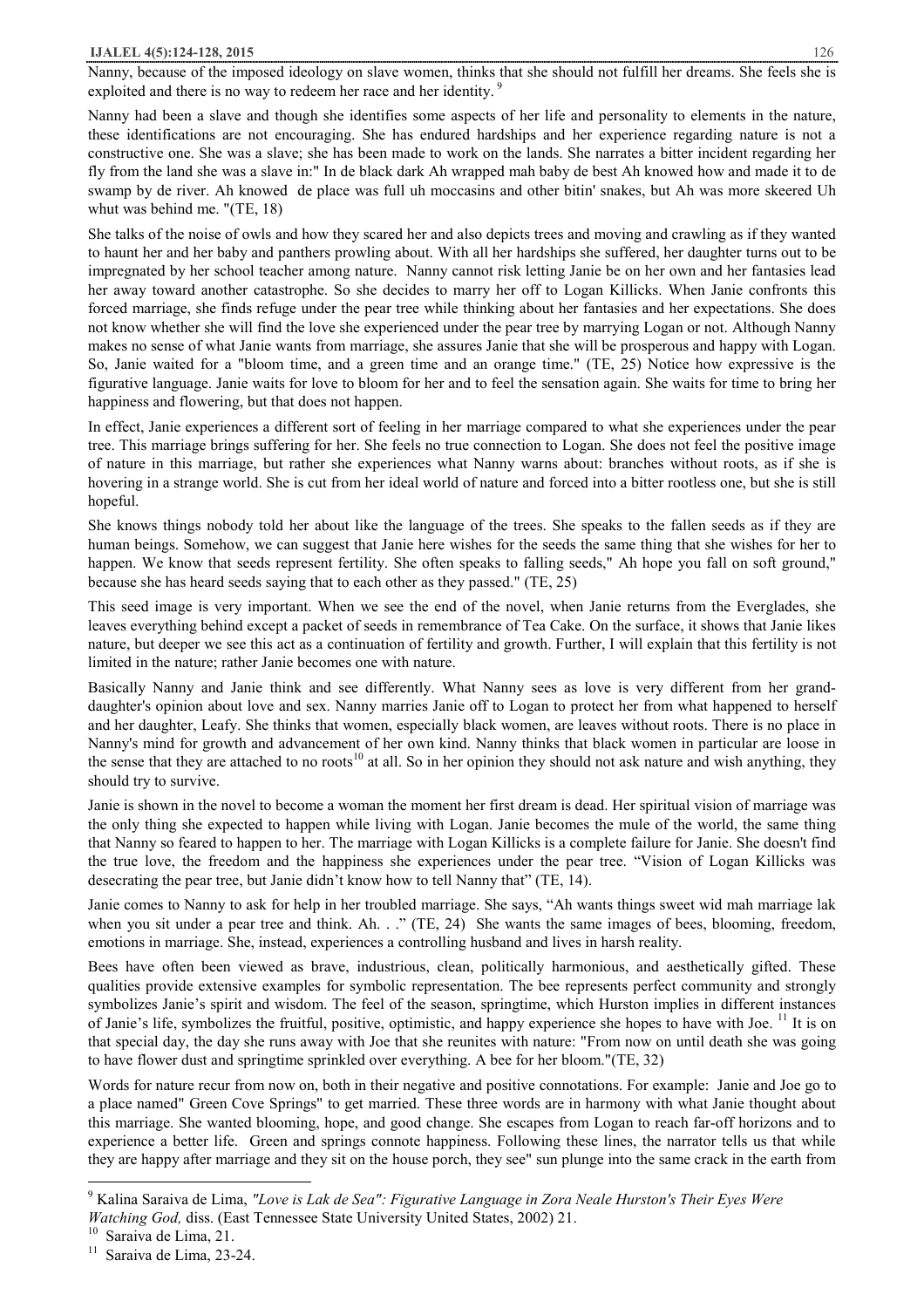Nanny, because of the imposed ideology on slave women, thinks that she should not fulfill her dreams. She feels she is exploited and there is no way to redeem her race and her identity. [9]

Nanny had been a slave and though she identifies some aspects of her life and personality to elements in the nature, these identifications are not encouraging. She has endured hardships and her experience regarding nature is not a constructive one. She was a slave; she has been made to work on the lands. She narrates a bitter incident regarding her fly from the land she was a slave in:" In de black dark Ah wrapped mah baby de best Ah knowed how and made it to de swamp by de river. Ah knowed de place was full uh moccasins and other bitin' snakes, but Ah was more skeered Uh whut was behind me. "(TE, 18)

She talks of the noise of owls and how they scared her and also depicts trees and moving and crawling as if they wanted to haunt her and her baby and panthers prowling about. With all her hardships she suffered, her daughter turns out to be impregnated by her school teacher among nature. Nanny cannot risk letting Janie be on her own and her fantasies lead her away toward another catastrophe. So she decides to marry her off to Logan Killicks. When Janie confronts this forced marriage, she finds refuge under the pear tree while thinking about her fantasies and her expectations. She does not know whether she will find the love she experienced under the pear tree by marrying Logan or not. Although Nanny makes no sense of what Janie wants from marriage, she assures Janie that she will be prosperous and happy with Logan. So, Janie waited for a "bloom time, and a green time and an orange time." (TE, 25) Notice how expressive is the figurative language. Janie waits for love to bloom for her and to feel the sensation again. She waits for time to bring her happiness and flowering, but that does not happen.

In effect, Janie experiences a different sort of feeling in her marriage compared to what she experiences under the pear tree. This marriage brings suffering for her. She feels no true connection to Logan. She does not feel the positive image of nature in this marriage, but rather she experiences what Nanny warns about: branches without roots, as if she is hovering in a strange world. She is cut from her ideal world of nature and forced into a bitter rootless one, but she is still hopeful.

She knows things nobody told her about like the language of the trees. She speaks to the fallen seeds as if they are human beings. Somehow, we can suggest that Janie here wishes for the seeds the same thing that she wishes for her to happen. We know that seeds represent fertility. She often speaks to falling seeds," Ah hope you fall on soft ground," because she has heard seeds saying that to each other as they passed." (TE, 25)

This seed image is very important. When we see the end of the novel, when Janie returns from the Everglades, she leaves everything behind except a packet of seeds in remembrance of Tea Cake. On the surface, it shows that Janie likes nature, but deeper we see this act as a continuation of fertility and growth. Further, I will explain that this fertility is not limited in the nature; rather Janie becomes one with nature.

Basically Nanny and Janie think and see differently. What Nanny sees as love is very different from her grand-daughter's opinion about love and sex. Nanny marries Janie off to Logan to protect her from what happened to herself and her daughter, Leafy. She thinks that women, especially black women, are leaves without roots. There is no place in Nanny's mind for growth and advancement of her own kind. Nanny thinks that black women in particular are loose in the sense that they are attached to no roots[10] at all. So in her opinion they should not ask nature and wish anything, they should try to survive.

Janie is shown in the novel to become a woman the moment her first dream is dead. Her spiritual vision of marriage was the only thing she expected to happen while living with Logan. Janie becomes the mule of the world, the same thing that Nanny so feared to happen to her. The marriage with Logan Killicks is a complete failure for Janie. She doesn't find the true love, the freedom and the happiness she experiences under the pear tree. "Vision of Logan Killicks was desecrating the pear tree, but Janie didn't know how to tell Nanny that" (TE, 14).

Janie comes to Nanny to ask for help in her troubled marriage. She says, "Ah wants things sweet wid mah marriage lak when you sit under a pear tree and think. Ah. . ." (TE, 24) She wants the same images of bees, blooming, freedom, emotions in marriage. She, instead, experiences a controlling husband and lives in harsh reality.

Bees have often been viewed as brave, industrious, clean, politically harmonious, and aesthetically gifted. These qualities provide extensive examples for symbolic representation. The bee represents perfect community and strongly symbolizes Janie's spirit and wisdom. The feel of the season, springtime, which Hurston implies in different instances of Janie's life, symbolizes the fruitful, positive, optimistic, and happy experience she hopes to have with Joe. [11] It is on that special day, the day she runs away with Joe that she reunites with nature: "From now on until death she was going to have flower dust and springtime sprinkled over everything. A bee for her bloom."(TE, 32)

Words for nature recur from now on, both in their negative and positive connotations. For example: Janie and Joe go to a place named" Green Cove Springs" to get married. These three words are in harmony with what Janie thought about this marriage. She wanted blooming, hope, and good change. She escapes from Logan to reach far-off horizons and to experience a better life. Green and springs connote happiness. Following these lines, the narrator tells us that while they are happy after marriage and they sit on the house porch, they see" sun plunge into the same crack in the earth from

---

[9] Kalina Saraiva de Lima, *"Love is Lak de Sea": Figurative Language in Zora Neale Hurston's Their Eyes Were Watching God,* diss. (East Tennessee State University United States, 2002) 21.

[10] Saraiva de Lima, 21.

[11] Saraiva de Lima, 23-24.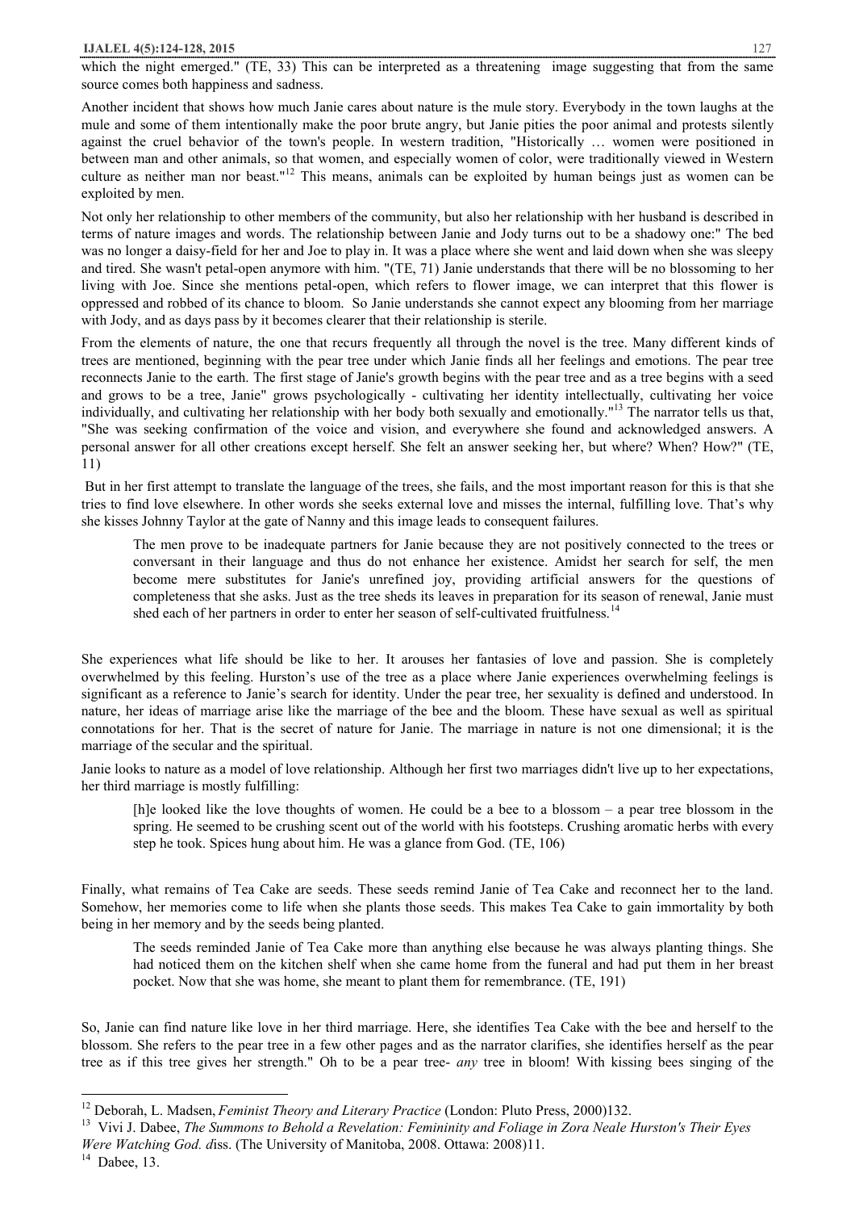which the night emerged." (TE, 33) This can be interpreted as a threatening image suggesting that from the same source comes both happiness and sadness.

Another incident that shows how much Janie cares about nature is the mule story. Everybody in the town laughs at the mule and some of them intentionally make the poor brute angry, but Janie pities the poor animal and protests silently against the cruel behavior of the town's people. In western tradition, "Historically … women were positioned in between man and other animals, so that women, and especially women of color, were traditionally viewed in Western culture as neither man nor beast."[12] This means, animals can be exploited by human beings just as women can be exploited by men.

Not only her relationship to other members of the community, but also her relationship with her husband is described in terms of nature images and words. The relationship between Janie and Jody turns out to be a shadowy one:" The bed was no longer a daisy-field for her and Joe to play in. It was a place where she went and laid down when she was sleepy and tired. She wasn't petal-open anymore with him. "(TE, 71) Janie understands that there will be no blossoming to her living with Joe. Since she mentions petal-open, which refers to flower image, we can interpret that this flower is oppressed and robbed of its chance to bloom. So Janie understands she cannot expect any blooming from her marriage with Jody, and as days pass by it becomes clearer that their relationship is sterile.

From the elements of nature, the one that recurs frequently all through the novel is the tree. Many different kinds of trees are mentioned, beginning with the pear tree under which Janie finds all her feelings and emotions. The pear tree reconnects Janie to the earth. The first stage of Janie's growth begins with the pear tree and as a tree begins with a seed and grows to be a tree, Janie" grows psychologically - cultivating her identity intellectually, cultivating her voice individually, and cultivating her relationship with her body both sexually and emotionally."[13] The narrator tells us that, "She was seeking confirmation of the voice and vision, and everywhere she found and acknowledged answers. A personal answer for all other creations except herself. She felt an answer seeking her, but where? When? How?" (TE, 11)

But in her first attempt to translate the language of the trees, she fails, and the most important reason for this is that she tries to find love elsewhere. In other words she seeks external love and misses the internal, fulfilling love. That's why she kisses Johnny Taylor at the gate of Nanny and this image leads to consequent failures.

> The men prove to be inadequate partners for Janie because they are not positively connected to the trees or conversant in their language and thus do not enhance her existence. Amidst her search for self, the men become mere substitutes for Janie's unrefined joy, providing artificial answers for the questions of completeness that she asks. Just as the tree sheds its leaves in preparation for its season of renewal, Janie must shed each of her partners in order to enter her season of self-cultivated fruitfulness.[14]

She experiences what life should be like to her. It arouses her fantasies of love and passion. She is completely overwhelmed by this feeling. Hurston's use of the tree as a place where Janie experiences overwhelming feelings is significant as a reference to Janie's search for identity. Under the pear tree, her sexuality is defined and understood. In nature, her ideas of marriage arise like the marriage of the bee and the bloom. These have sexual as well as spiritual connotations for her. That is the secret of nature for Janie. The marriage in nature is not one dimensional; it is the marriage of the secular and the spiritual.

Janie looks to nature as a model of love relationship. Although her first two marriages didn't live up to her expectations, her third marriage is mostly fulfilling:

> [h]e looked like the love thoughts of women. He could be a bee to a blossom – a pear tree blossom in the spring. He seemed to be crushing scent out of the world with his footsteps. Crushing aromatic herbs with every step he took. Spices hung about him. He was a glance from God. (TE, 106)

Finally, what remains of Tea Cake are seeds. These seeds remind Janie of Tea Cake and reconnect her to the land. Somehow, her memories come to life when she plants those seeds. This makes Tea Cake to gain immortality by both being in her memory and by the seeds being planted.

> The seeds reminded Janie of Tea Cake more than anything else because he was always planting things. She had noticed them on the kitchen shelf when she came home from the funeral and had put them in her breast pocket. Now that she was home, she meant to plant them for remembrance. (TE, 191)

So, Janie can find nature like love in her third marriage. Here, she identifies Tea Cake with the bee and herself to the blossom. She refers to the pear tree in a few other pages and as the narrator clarifies, she identifies herself as the pear tree as if this tree gives her strength." Oh to be a pear tree- *any* tree in bloom! With kissing bees singing of the

---

[12] Deborah, L. Madsen, *Feminist Theory and Literary Practice* (London: Pluto Press, 2000)132.

[13] Vivi J. Dabee, *The Summons to Behold a Revelation: Femininity and Foliage in Zora Neale Hurston's Their Eyes Were Watching God. d*iss. (The University of Manitoba, 2008. Ottawa: 2008)11.

[14] Dabee, 13.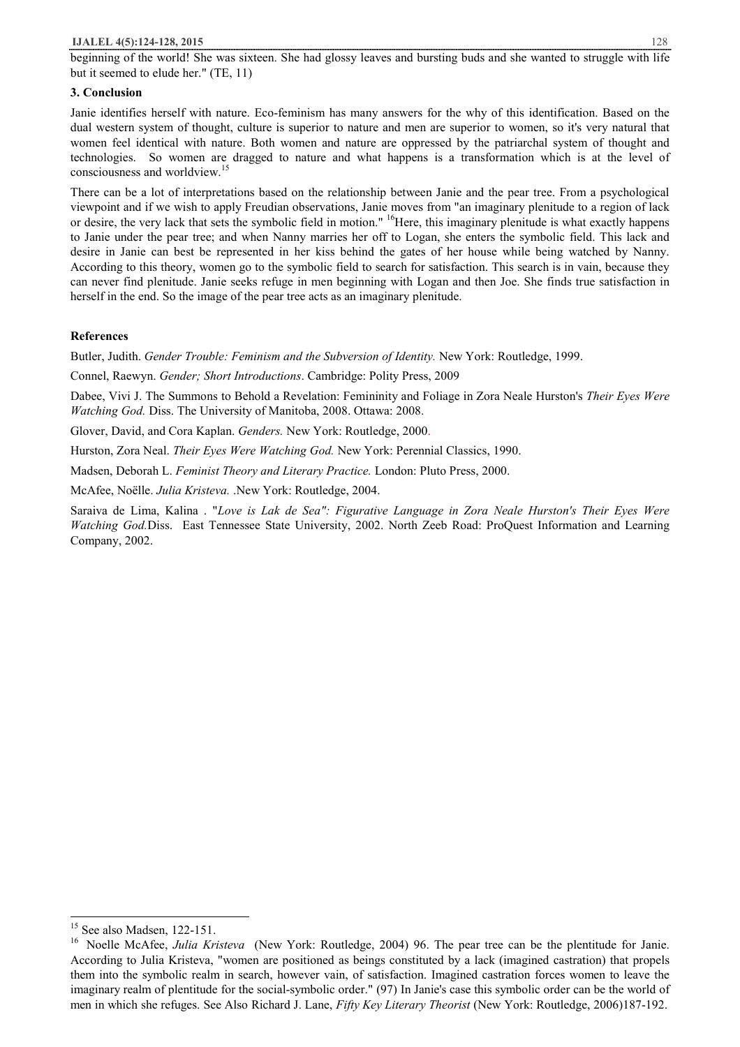beginning of the world! She was sixteen. She had glossy leaves and bursting buds and she wanted to struggle with life but it seemed to elude her." (TE, 11)

### 3. Conclusion

Janie identifies herself with nature. Eco-feminism has many answers for the why of this identification. Based on the dual western system of thought, culture is superior to nature and men are superior to women, so it's very natural that women feel identical with nature. Both women and nature are oppressed by the patriarchal system of thought and technologies. So women are dragged to nature and what happens is a transformation which is at the level of consciousness and worldview.[15]

There can be a lot of interpretations based on the relationship between Janie and the pear tree. From a psychological viewpoint and if we wish to apply Freudian observations, Janie moves from "an imaginary plenitude to a region of lack or desire, the very lack that sets the symbolic field in motion." [16]Here, this imaginary plenitude is what exactly happens to Janie under the pear tree; and when Nanny marries her off to Logan, she enters the symbolic field. This lack and desire in Janie can best be represented in her kiss behind the gates of her house while being watched by Nanny. According to this theory, women go to the symbolic field to search for satisfaction. This search is in vain, because they can never find plenitude. Janie seeks refuge in men beginning with Logan and then Joe. She finds true satisfaction in herself in the end. So the image of the pear tree acts as an imaginary plenitude.

### References

Butler, Judith. *Gender Trouble: Feminism and the Subversion of Identity.* New York: Routledge, 1999.

Connel, Raewyn. *Gender; Short Introductions*. Cambridge: Polity Press, 2009

Dabee, Vivi J. The Summons to Behold a Revelation: Femininity and Foliage in Zora Neale Hurston's *Their Eyes Were Watching God.* Diss. The University of Manitoba, 2008. Ottawa: 2008.

Glover, David, and Cora Kaplan. *Genders.* New York: Routledge, 2000.

Hurston, Zora Neal. *Their Eyes Were Watching God.* New York: Perennial Classics, 1990.

Madsen, Deborah L. *Feminist Theory and Literary Practice.* London: Pluto Press, 2000.

McAfee, Noëlle. *Julia Kristeva.* .New York: Routledge, 2004.

Saraiva de Lima, Kalina . "*Love is Lak de Sea": Figurative Language in Zora Neale Hurston's Their Eyes Were Watching God.*Diss. East Tennessee State University, 2002. North Zeeb Road: ProQuest Information and Learning Company, 2002.

---

[15] See also Madsen, 122-151.

[16] Noelle McAfee, *Julia Kristeva* (New York: Routledge, 2004) 96. The pear tree can be the plentitude for Janie. According to Julia Kristeva, "women are positioned as beings constituted by a lack (imagined castration) that propels them into the symbolic realm in search, however vain, of satisfaction. Imagined castration forces women to leave the imaginary realm of plentitude for the social-symbolic order." (97) In Janie's case this symbolic order can be the world of men in which she refuges. See Also Richard J. Lane, *Fifty Key Literary Theorist* (New York: Routledge, 2006)187-192.